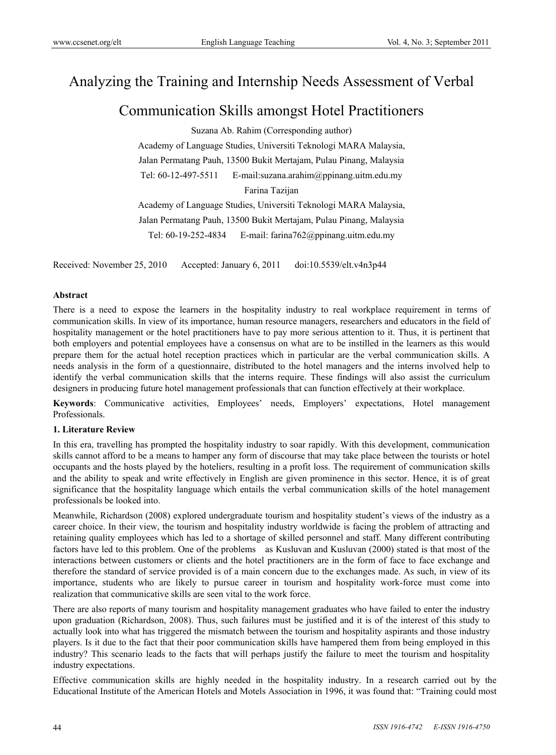# Analyzing the Training and Internship Needs Assessment of Verbal Communication Skills amongst Hotel Practitioners

Suzana Ab. Rahim (Corresponding author)

Academy of Language Studies, Universiti Teknologi MARA Malaysia,

Jalan Permatang Pauh, 13500 Bukit Mertajam, Pulau Pinang, Malaysia

Tel: 60-12-497-5511 E-mail:suzana.arahim@ppinang.uitm.edu.my

Farina Tazijan

Academy of Language Studies, Universiti Teknologi MARA Malaysia,

Jalan Permatang Pauh, 13500 Bukit Mertajam, Pulau Pinang, Malaysia

Tel: 60-19-252-4834 E-mail: farina762@ppinang.uitm.edu.my

Received: November 25, 2010 Accepted: January 6, 2011 doi:10.5539/elt.v4n3p44

**Abstract**

There is a need to expose the learners in the hospitality industry to real workplace requirement in terms of communication skills. In view of its importance, human resource managers, researchers and educators in the field of hospitality management or the hotel practitioners have to pay more serious attention to it. Thus, it is pertinent that both employers and potential employees have a consensus on what are to be instilled in the learners as this would prepare them for the actual hotel reception practices which in particular are the verbal communication skills. A needs analysis in the form of a questionnaire, distributed to the hotel managers and the interns involved help to identify the verbal communication skills that the interns require. These findings will also assist the curriculum designers in producing future hotel management professionals that can function effectively at their workplace.

**Keywords**: Communicative activities, Employees' needs, Employers' expectations, Hotel management Professionals.

## 1. Literature Review

In this era, travelling has prompted the hospitality industry to soar rapidly. With this development, communication skills cannot afford to be a means to hamper any form of discourse that may take place between the tourists or hotel occupants and the hosts played by the hoteliers, resulting in a profit loss. The requirement of communication skills and the ability to speak and write effectively in English are given prominence in this sector. Hence, it is of great significance that the hospitality language which entails the verbal communication skills of the hotel management professionals be looked into.

Meanwhile, Richardson (2008) explored undergraduate tourism and hospitality student's views of the industry as a career choice. In their view, the tourism and hospitality industry worldwide is facing the problem of attracting and retaining quality employees which has led to a shortage of skilled personnel and staff. Many different contributing factors have led to this problem. One of the problems as Kusluvan and Kusluvan (2000) stated is that most of the interactions between customers or clients and the hotel practitioners are in the form of face to face exchange and therefore the standard of service provided is of a main concern due to the exchanges made. As such, in view of its importance, students who are likely to pursue career in tourism and hospitality work-force must come into realization that communicative skills are seen vital to the work force.

There are also reports of many tourism and hospitality management graduates who have failed to enter the industry upon graduation (Richardson, 2008). Thus, such failures must be justified and it is of the interest of this study to actually look into what has triggered the mismatch between the tourism and hospitality aspirants and those industry players. Is it due to the fact that their poor communication skills have hampered them from being employed in this industry? This scenario leads to the facts that will perhaps justify the failure to meet the tourism and hospitality industry expectations.

Effective communication skills are highly needed in the hospitality industry. In a research carried out by the Educational Institute of the American Hotels and Motels Association in 1996, it was found that: "Training could most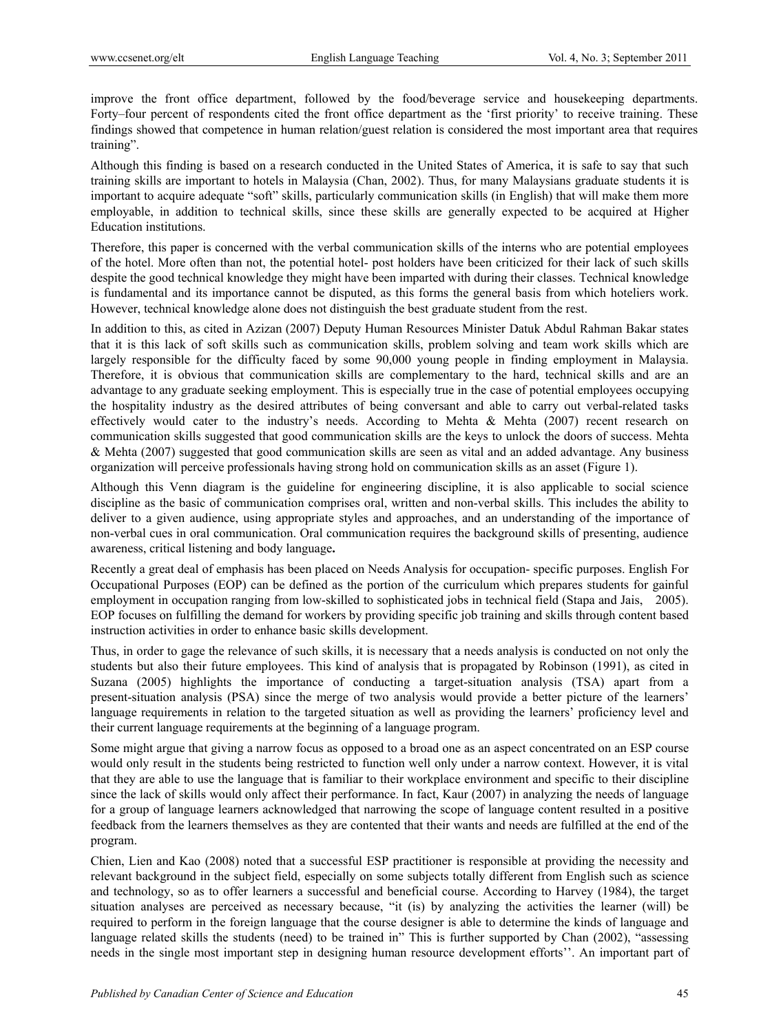improve the front office department, followed by the food/beverage service and housekeeping departments. Forty–four percent of respondents cited the front office department as the 'first priority' to receive training. These findings showed that competence in human relation/guest relation is considered the most important area that requires training".

Although this finding is based on a research conducted in the United States of America, it is safe to say that such training skills are important to hotels in Malaysia (Chan, 2002). Thus, for many Malaysians graduate students it is important to acquire adequate "soft" skills, particularly communication skills (in English) that will make them more employable, in addition to technical skills, since these skills are generally expected to be acquired at Higher Education institutions.

Therefore, this paper is concerned with the verbal communication skills of the interns who are potential employees of the hotel. More often than not, the potential hotel- post holders have been criticized for their lack of such skills despite the good technical knowledge they might have been imparted with during their classes. Technical knowledge is fundamental and its importance cannot be disputed, as this forms the general basis from which hoteliers work. However, technical knowledge alone does not distinguish the best graduate student from the rest.

In addition to this, as cited in Azizan (2007) Deputy Human Resources Minister Datuk Abdul Rahman Bakar states that it is this lack of soft skills such as communication skills, problem solving and team work skills which are largely responsible for the difficulty faced by some 90,000 young people in finding employment in Malaysia. Therefore, it is obvious that communication skills are complementary to the hard, technical skills and are an advantage to any graduate seeking employment. This is especially true in the case of potential employees occupying the hospitality industry as the desired attributes of being conversant and able to carry out verbal-related tasks effectively would cater to the industry's needs. According to Mehta & Mehta (2007) recent research on communication skills suggested that good communication skills are the keys to unlock the doors of success. Mehta & Mehta (2007) suggested that good communication skills are seen as vital and an added advantage. Any business organization will perceive professionals having strong hold on communication skills as an asset (Figure 1).

Although this Venn diagram is the guideline for engineering discipline, it is also applicable to social science discipline as the basic of communication comprises oral, written and non-verbal skills. This includes the ability to deliver to a given audience, using appropriate styles and approaches, and an understanding of the importance of non-verbal cues in oral communication. Oral communication requires the background skills of presenting, audience awareness, critical listening and body language**.**

Recently a great deal of emphasis has been placed on Needs Analysis for occupation- specific purposes. English For Occupational Purposes (EOP) can be defined as the portion of the curriculum which prepares students for gainful employment in occupation ranging from low-skilled to sophisticated jobs in technical field (Stapa and Jais, 2005). EOP focuses on fulfilling the demand for workers by providing specific job training and skills through content based instruction activities in order to enhance basic skills development.

Thus, in order to gage the relevance of such skills, it is necessary that a needs analysis is conducted on not only the students but also their future employees. This kind of analysis that is propagated by Robinson (1991), as cited in Suzana (2005) highlights the importance of conducting a target-situation analysis (TSA) apart from a present-situation analysis (PSA) since the merge of two analysis would provide a better picture of the learners' language requirements in relation to the targeted situation as well as providing the learners' proficiency level and their current language requirements at the beginning of a language program.

Some might argue that giving a narrow focus as opposed to a broad one as an aspect concentrated on an ESP course would only result in the students being restricted to function well only under a narrow context. However, it is vital that they are able to use the language that is familiar to their workplace environment and specific to their discipline since the lack of skills would only affect their performance. In fact, Kaur (2007) in analyzing the needs of language for a group of language learners acknowledged that narrowing the scope of language content resulted in a positive feedback from the learners themselves as they are contented that their wants and needs are fulfilled at the end of the program.

Chien, Lien and Kao (2008) noted that a successful ESP practitioner is responsible at providing the necessity and relevant background in the subject field, especially on some subjects totally different from English such as science and technology, so as to offer learners a successful and beneficial course. According to Harvey (1984), the target situation analyses are perceived as necessary because, "it (is) by analyzing the activities the learner (will) be required to perform in the foreign language that the course designer is able to determine the kinds of language and language related skills the students (need) to be trained in" This is further supported by Chan (2002), "assessing needs in the single most important step in designing human resource development efforts''. An important part of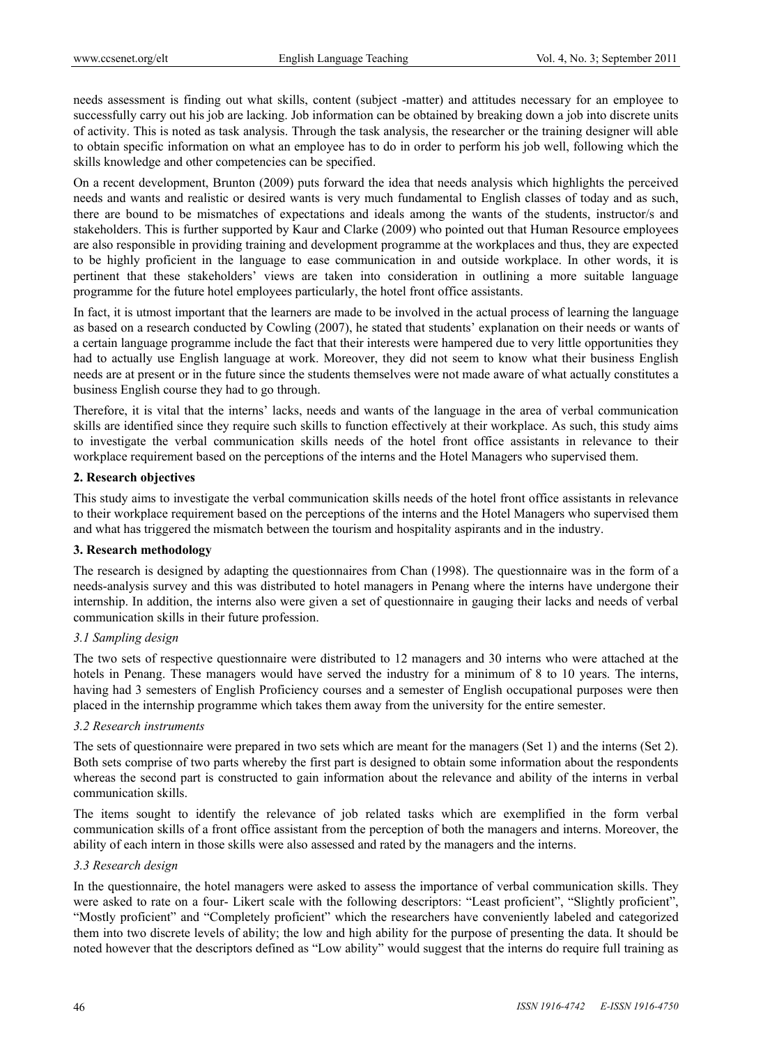needs assessment is finding out what skills, content (subject -matter) and attitudes necessary for an employee to successfully carry out his job are lacking. Job information can be obtained by breaking down a job into discrete units of activity. This is noted as task analysis. Through the task analysis, the researcher or the training designer will able to obtain specific information on what an employee has to do in order to perform his job well, following which the skills knowledge and other competencies can be specified.

On a recent development, Brunton (2009) puts forward the idea that needs analysis which highlights the perceived needs and wants and realistic or desired wants is very much fundamental to English classes of today and as such, there are bound to be mismatches of expectations and ideals among the wants of the students, instructor/s and stakeholders. This is further supported by Kaur and Clarke (2009) who pointed out that Human Resource employees are also responsible in providing training and development programme at the workplaces and thus, they are expected to be highly proficient in the language to ease communication in and outside workplace. In other words, it is pertinent that these stakeholders' views are taken into consideration in outlining a more suitable language programme for the future hotel employees particularly, the hotel front office assistants.

In fact, it is utmost important that the learners are made to be involved in the actual process of learning the language as based on a research conducted by Cowling (2007), he stated that students' explanation on their needs or wants of a certain language programme include the fact that their interests were hampered due to very little opportunities they had to actually use English language at work. Moreover, they did not seem to know what their business English needs are at present or in the future since the students themselves were not made aware of what actually constitutes a business English course they had to go through.

Therefore, it is vital that the interns' lacks, needs and wants of the language in the area of verbal communication skills are identified since they require such skills to function effectively at their workplace. As such, this study aims to investigate the verbal communication skills needs of the hotel front office assistants in relevance to their workplace requirement based on the perceptions of the interns and the Hotel Managers who supervised them.

## 2. Research objectives

This study aims to investigate the verbal communication skills needs of the hotel front office assistants in relevance to their workplace requirement based on the perceptions of the interns and the Hotel Managers who supervised them and what has triggered the mismatch between the tourism and hospitality aspirants and in the industry.

## 3. Research methodology

The research is designed by adapting the questionnaires from Chan (1998). The questionnaire was in the form of a needs-analysis survey and this was distributed to hotel managers in Penang where the interns have undergone their internship. In addition, the interns also were given a set of questionnaire in gauging their lacks and needs of verbal communication skills in their future profession.

### *3.1 Sampling design*

The two sets of respective questionnaire were distributed to 12 managers and 30 interns who were attached at the hotels in Penang. These managers would have served the industry for a minimum of 8 to 10 years. The interns, having had 3 semesters of English Proficiency courses and a semester of English occupational purposes were then placed in the internship programme which takes them away from the university for the entire semester.

### *3.2 Research instruments*

The sets of questionnaire were prepared in two sets which are meant for the managers (Set 1) and the interns (Set 2). Both sets comprise of two parts whereby the first part is designed to obtain some information about the respondents whereas the second part is constructed to gain information about the relevance and ability of the interns in verbal communication skills.

The items sought to identify the relevance of job related tasks which are exemplified in the form verbal communication skills of a front office assistant from the perception of both the managers and interns. Moreover, the ability of each intern in those skills were also assessed and rated by the managers and the interns.

### *3.3 Research design*

In the questionnaire, the hotel managers were asked to assess the importance of verbal communication skills. They were asked to rate on a four- Likert scale with the following descriptors: "Least proficient", "Slightly proficient", "Mostly proficient" and "Completely proficient" which the researchers have conveniently labeled and categorized them into two discrete levels of ability; the low and high ability for the purpose of presenting the data. It should be noted however that the descriptors defined as "Low ability" would suggest that the interns do require full training as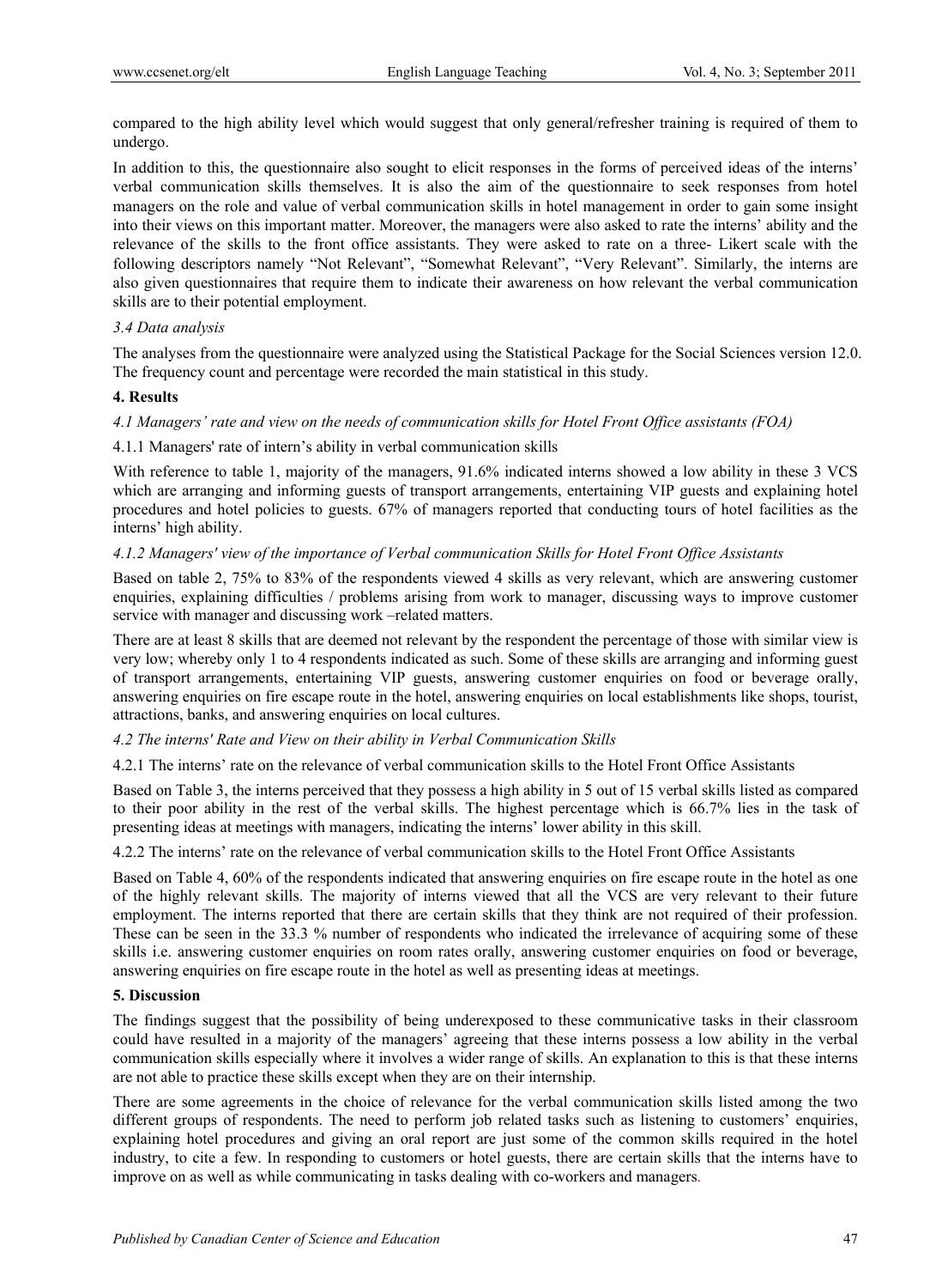compared to the high ability level which would suggest that only general/refresher training is required of them to undergo.

In addition to this, the questionnaire also sought to elicit responses in the forms of perceived ideas of the interns' verbal communication skills themselves. It is also the aim of the questionnaire to seek responses from hotel managers on the role and value of verbal communication skills in hotel management in order to gain some insight into their views on this important matter. Moreover, the managers were also asked to rate the interns' ability and the relevance of the skills to the front office assistants. They were asked to rate on a three- Likert scale with the following descriptors namely "Not Relevant", "Somewhat Relevant", "Very Relevant". Similarly, the interns are also given questionnaires that require them to indicate their awareness on how relevant the verbal communication skills are to their potential employment.

### *3.4 Data analysis*

The analyses from the questionnaire were analyzed using the Statistical Package for the Social Sciences version 12.0. The frequency count and percentage were recorded the main statistical in this study.

## 4. Results

### *4.1 Managers' rate and view on the needs of communication skills for Hotel Front Office assistants (FOA)*

#### 4.1.1 Managers' rate of intern's ability in verbal communication skills

With reference to table 1, majority of the managers, 91.6% indicated interns showed a low ability in these 3 VCS which are arranging and informing guests of transport arrangements, entertaining VIP guests and explaining hotel procedures and hotel policies to guests. 67% of managers reported that conducting tours of hotel facilities as the interns' high ability.

#### *4.1.2 Managers' view of the importance of Verbal communication Skills for Hotel Front Office Assistants*

Based on table 2, 75% to 83% of the respondents viewed 4 skills as very relevant, which are answering customer enquiries, explaining difficulties / problems arising from work to manager, discussing ways to improve customer service with manager and discussing work –related matters.

There are at least 8 skills that are deemed not relevant by the respondent the percentage of those with similar view is very low; whereby only 1 to 4 respondents indicated as such. Some of these skills are arranging and informing guest of transport arrangements, entertaining VIP guests, answering customer enquiries on food or beverage orally, answering enquiries on fire escape route in the hotel, answering enquiries on local establishments like shops, tourist, attractions, banks, and answering enquiries on local cultures.

### *4.2 The interns' Rate and View on their ability in Verbal Communication Skills*

#### 4.2.1 The interns' rate on the relevance of verbal communication skills to the Hotel Front Office Assistants

Based on Table 3, the interns perceived that they possess a high ability in 5 out of 15 verbal skills listed as compared to their poor ability in the rest of the verbal skills. The highest percentage which is 66.7% lies in the task of presenting ideas at meetings with managers, indicating the interns' lower ability in this skill.

#### 4.2.2 The interns' rate on the relevance of verbal communication skills to the Hotel Front Office Assistants

Based on Table 4, 60% of the respondents indicated that answering enquiries on fire escape route in the hotel as one of the highly relevant skills. The majority of interns viewed that all the VCS are very relevant to their future employment. The interns reported that there are certain skills that they think are not required of their profession. These can be seen in the 33.3 % number of respondents who indicated the irrelevance of acquiring some of these skills i.e. answering customer enquiries on room rates orally, answering customer enquiries on food or beverage, answering enquiries on fire escape route in the hotel as well as presenting ideas at meetings.

## 5. Discussion

The findings suggest that the possibility of being underexposed to these communicative tasks in their classroom could have resulted in a majority of the managers' agreeing that these interns possess a low ability in the verbal communication skills especially where it involves a wider range of skills. An explanation to this is that these interns are not able to practice these skills except when they are on their internship.

There are some agreements in the choice of relevance for the verbal communication skills listed among the two different groups of respondents. The need to perform job related tasks such as listening to customers' enquiries, explaining hotel procedures and giving an oral report are just some of the common skills required in the hotel industry, to cite a few. In responding to customers or hotel guests, there are certain skills that the interns have to improve on as well as while communicating in tasks dealing with co-workers and managers.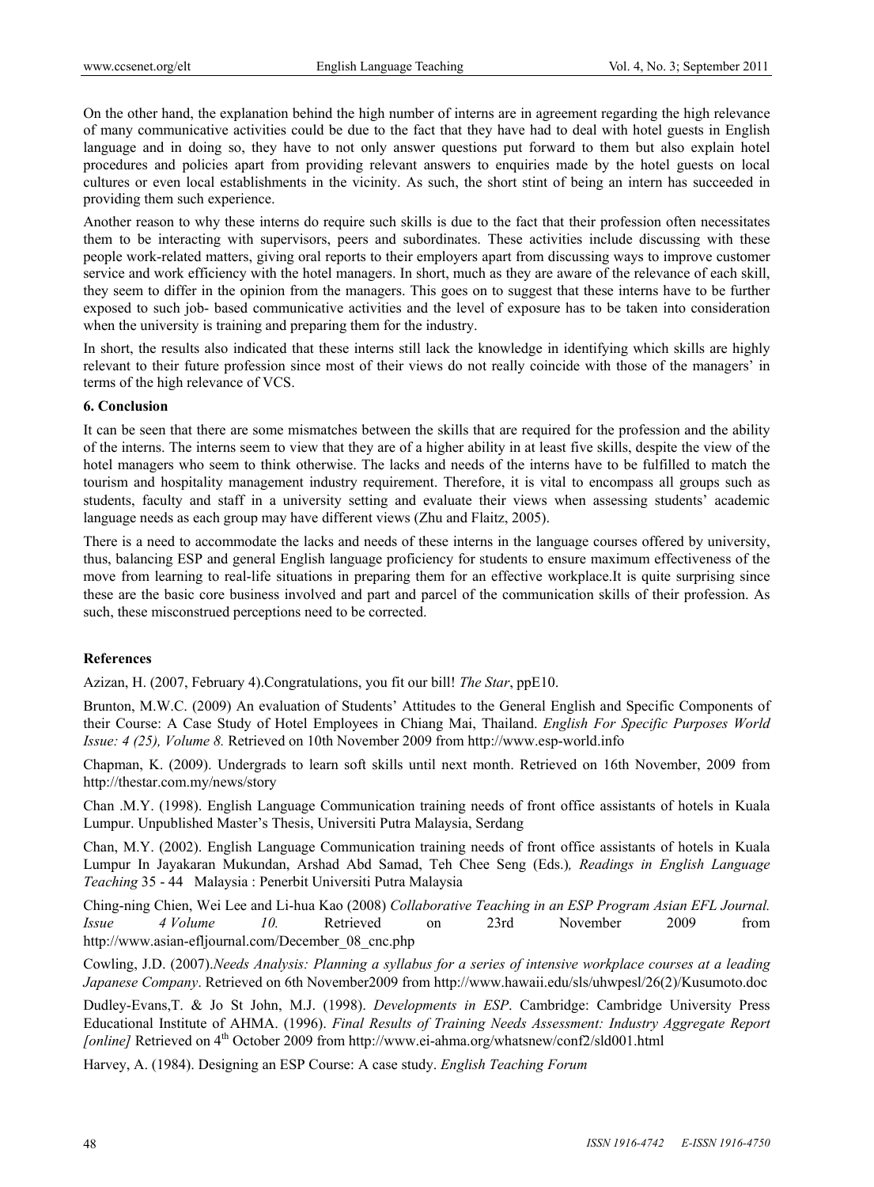On the other hand, the explanation behind the high number of interns are in agreement regarding the high relevance of many communicative activities could be due to the fact that they have had to deal with hotel guests in English language and in doing so, they have to not only answer questions put forward to them but also explain hotel procedures and policies apart from providing relevant answers to enquiries made by the hotel guests on local cultures or even local establishments in the vicinity. As such, the short stint of being an intern has succeeded in providing them such experience.

Another reason to why these interns do require such skills is due to the fact that their profession often necessitates them to be interacting with supervisors, peers and subordinates. These activities include discussing with these people work-related matters, giving oral reports to their employers apart from discussing ways to improve customer service and work efficiency with the hotel managers. In short, much as they are aware of the relevance of each skill, they seem to differ in the opinion from the managers. This goes on to suggest that these interns have to be further exposed to such job- based communicative activities and the level of exposure has to be taken into consideration when the university is training and preparing them for the industry.

In short, the results also indicated that these interns still lack the knowledge in identifying which skills are highly relevant to their future profession since most of their views do not really coincide with those of the managers' in terms of the high relevance of VCS.

## 6. Conclusion

It can be seen that there are some mismatches between the skills that are required for the profession and the ability of the interns. The interns seem to view that they are of a higher ability in at least five skills, despite the view of the hotel managers who seem to think otherwise. The lacks and needs of the interns have to be fulfilled to match the tourism and hospitality management industry requirement. Therefore, it is vital to encompass all groups such as students, faculty and staff in a university setting and evaluate their views when assessing students' academic language needs as each group may have different views (Zhu and Flaitz, 2005).

There is a need to accommodate the lacks and needs of these interns in the language courses offered by university, thus, balancing ESP and general English language proficiency for students to ensure maximum effectiveness of the move from learning to real-life situations in preparing them for an effective workplace.It is quite surprising since these are the basic core business involved and part and parcel of the communication skills of their profession. As such, these misconstrued perceptions need to be corrected.

## References

Azizan, H. (2007, February 4).Congratulations, you fit our bill! *The Star*, ppE10.

Brunton, M.W.C. (2009) An evaluation of Students' Attitudes to the General English and Specific Components of their Course: A Case Study of Hotel Employees in Chiang Mai, Thailand. *English For Specific Purposes World Issue: 4 (25), Volume 8.* Retrieved on 10th November 2009 from http://www.esp-world.info

Chapman, K. (2009). Undergrads to learn soft skills until next month. Retrieved on 16th November, 2009 from http://thestar.com.my/news/story

Chan .M.Y. (1998). English Language Communication training needs of front office assistants of hotels in Kuala Lumpur. Unpublished Master's Thesis, Universiti Putra Malaysia, Serdang

Chan, M.Y. (2002). English Language Communication training needs of front office assistants of hotels in Kuala Lumpur In Jayakaran Mukundan, Arshad Abd Samad, Teh Chee Seng (Eds.)*, Readings in English Language Teaching* 35 - 44 Malaysia : Penerbit Universiti Putra Malaysia

Ching-ning Chien, Wei Lee and Li-hua Kao (2008) *Collaborative Teaching in an ESP Program Asian EFL Journal. Issue 4 Volume 10.* Retrieved on 23rd November 2009 from http://www.asian-efljournal.com/December_08_cnc.php

Cowling, J.D. (2007).*Needs Analysis: Planning a syllabus for a series of intensive workplace courses at a leading Japanese Company*. Retrieved on 6th November2009 from http://www.hawaii.edu/sls/uhwpesl/26(2)/Kusumoto.doc

Dudley-Evans,T. & Jo St John, M.J. (1998). *Developments in ESP*. Cambridge: Cambridge University Press Educational Institute of AHMA. (1996). *Final Results of Training Needs Assessment: Industry Aggregate Report [online]* Retrieved on 4th October 2009 from http://www.ei-ahma.org/whatsnew/conf2/sld001.html

Harvey, A. (1984). Designing an ESP Course: A case study. *English Teaching Forum*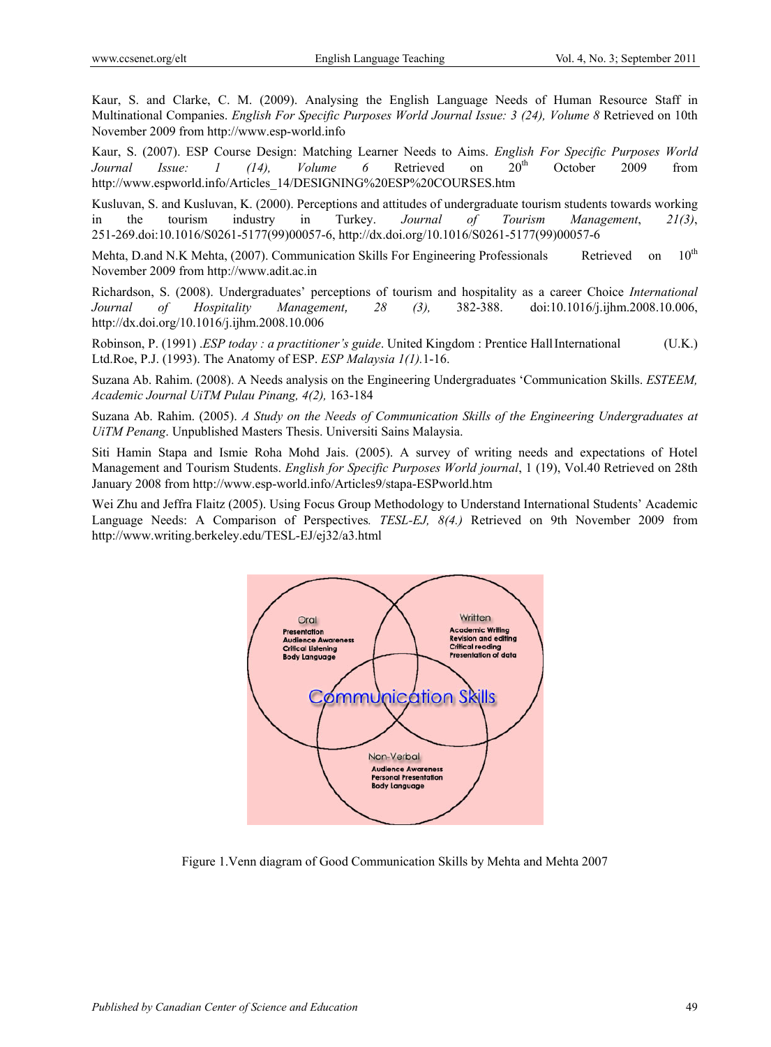Kaur, S. and Clarke, C. M. (2009). Analysing the English Language Needs of Human Resource Staff in Multinational Companies. *English For Specific Purposes World Journal Issue: 3 (24), Volume 8* Retrieved on 10th November 2009 from http://www.esp-world.info

Kaur, S. (2007). ESP Course Design: Matching Learner Needs to Aims. *English For Specific Purposes World Journal Issue: 1 (14), Volume 6* Retrieved on 20th October 2009 from http://www.espworld.info/Articles_14/DESIGNING%20ESP%20COURSES.htm

Kusluvan, S. and Kusluvan, K. (2000). Perceptions and attitudes of undergraduate tourism students towards working in the tourism industry in Turkey. *Journal of Tourism Management*, *21(3)*, 251-269.doi:10.1016/S0261-5177(99)00057-6, http://dx.doi.org/10.1016/S0261-5177(99)00057-6

Mehta, D.and N.K Mehta, (2007). Communication Skills For Engineering Professionals Retrieved on 10th November 2009 from http://www.adit.ac.in

Richardson, S. (2008). Undergraduates' perceptions of tourism and hospitality as a career Choice *International Journal of Hospitality Management, 28 (3),* 382-388. doi:10.1016/j.ijhm.2008.10.006, http://dx.doi.org/10.1016/j.ijhm.2008.10.006

Robinson, P. (1991) .*ESP today : a practitioner's guide*. United Kingdom : Prentice Hall International (U.K.) Ltd.Roe, P.J. (1993). The Anatomy of ESP. *ESP Malaysia 1(1).*1-16.

Suzana Ab. Rahim. (2008). A Needs analysis on the Engineering Undergraduates 'Communication Skills. *ESTEEM, Academic Journal UiTM Pulau Pinang, 4(2),* 163-184

Suzana Ab. Rahim. (2005). *A Study on the Needs of Communication Skills of the Engineering Undergraduates at UiTM Penang*. Unpublished Masters Thesis. Universiti Sains Malaysia.

Siti Hamin Stapa and Ismie Roha Mohd Jais. (2005). A survey of writing needs and expectations of Hotel Management and Tourism Students. *English for Specific Purposes World journal*, 1 (19), Vol.40 Retrieved on 28th January 2008 from http://www.esp-world.info/Articles9/stapa-ESPworld.htm

Wei Zhu and Jeffra Flaitz (2005). Using Focus Group Methodology to Understand International Students' Academic Language Needs: A Comparison of Perspectives. *TESL-EJ, 8(4.)* Retrieved on 9th November 2009 from http://www.writing.berkeley.edu/TESL-EJ/ej32/a3.html

Figure 1.Venn diagram of Good Communication Skills by Mehta and Mehta 2007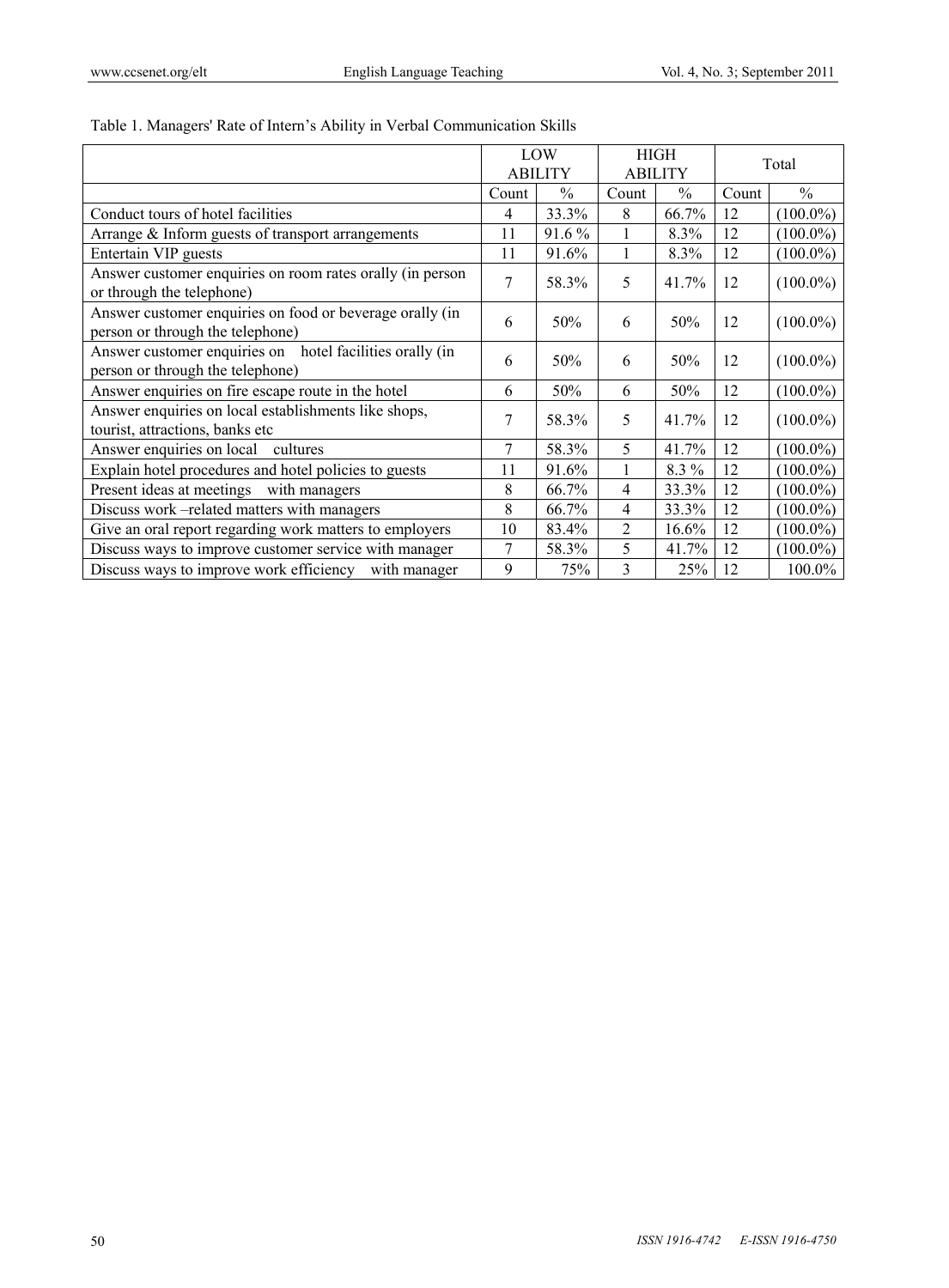Table 1. Managers' Rate of Intern's Ability in Verbal Communication Skills

| | LOW ABILITY | | HIGH ABILITY | | Total | |
|---|---|---|---|---|---|---|
| | Count | % | Count | % | Count | % |
| Conduct tours of hotel facilities | 4 | 33.3% | 8 | 66.7% | 12 | (100.0%) |
| Arrange & Inform guests of transport arrangements | 11 | 91.6 % | 1 | 8.3% | 12 | (100.0%) |
| Entertain VIP guests | 11 | 91.6% | 1 | 8.3% | 12 | (100.0%) |
| Answer customer enquiries on room rates orally (in person or through the telephone) | 7 | 58.3% | 5 | 41.7% | 12 | (100.0%) |
| Answer customer enquiries on food or beverage orally (in person or through the telephone) | 6 | 50% | 6 | 50% | 12 | (100.0%) |
| Answer customer enquiries on hotel facilities orally (in person or through the telephone) | 6 | 50% | 6 | 50% | 12 | (100.0%) |
| Answer enquiries on fire escape route in the hotel | 6 | 50% | 6 | 50% | 12 | (100.0%) |
| Answer enquiries on local establishments like shops, tourist, attractions, banks etc | 7 | 58.3% | 5 | 41.7% | 12 | (100.0%) |
| Answer enquiries on local cultures | 7 | 58.3% | 5 | 41.7% | 12 | (100.0%) |
| Explain hotel procedures and hotel policies to guests | 11 | 91.6% | 1 | 8.3 % | 12 | (100.0%) |
| Present ideas at meetings with managers | 8 | 66.7% | 4 | 33.3% | 12 | (100.0%) |
| Discuss work –related matters with managers | 8 | 66.7% | 4 | 33.3% | 12 | (100.0%) |
| Give an oral report regarding work matters to employers | 10 | 83.4% | 2 | 16.6% | 12 | (100.0%) |
| Discuss ways to improve customer service with manager | 7 | 58.3% | 5 | 41.7% | 12 | (100.0%) |
| Discuss ways to improve work efficiency with manager | 9 | 75% | 3 | 25% | 12 | 100.0% |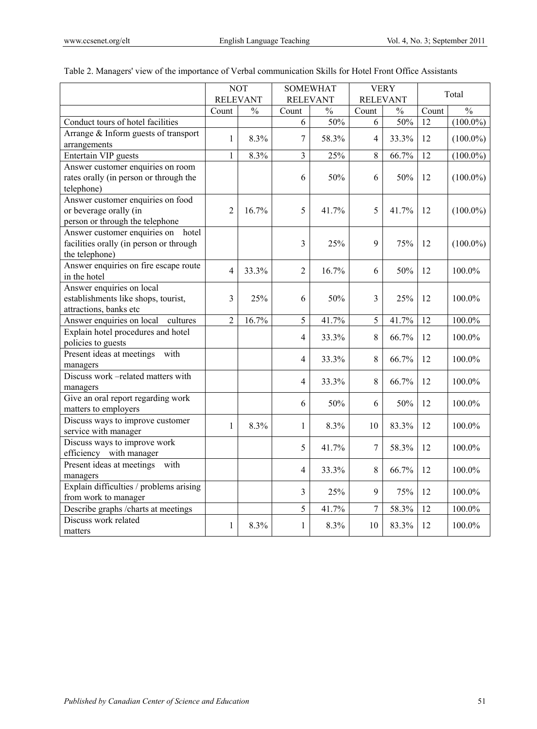Table 2. Managers' view of the importance of Verbal communication Skills for Hotel Front Office Assistants

| | NOT RELEVANT | | SOMEWHAT RELEVANT | | VERY RELEVANT | | Total | |
|---|---|---|---|---|---|---|---|---|
| | Count | % | Count | % | Count | % | Count | % |
| Conduct tours of hotel facilities | | | 6 | 50% | 6 | 50% | 12 | (100.0%) |
| Arrange & Inform guests of transport arrangements | 1 | 8.3% | 7 | 58.3% | 4 | 33.3% | 12 | (100.0%) |
| Entertain VIP guests | 1 | 8.3% | 3 | 25% | 8 | 66.7% | 12 | (100.0%) |
| Answer customer enquiries on room rates orally (in person or through the telephone) | | | 6 | 50% | 6 | 50% | 12 | (100.0%) |
| Answer customer enquiries on food or beverage orally (in person or through the telephone | 2 | 16.7% | 5 | 41.7% | 5 | 41.7% | 12 | (100.0%) |
| Answer customer enquiries on hotel facilities orally (in person or through the telephone) | | | 3 | 25% | 9 | 75% | 12 | (100.0%) |
| Answer enquiries on fire escape route in the hotel | 4 | 33.3% | 2 | 16.7% | 6 | 50% | 12 | 100.0% |
| Answer enquiries on local establishments like shops, tourist, attractions, banks etc | 3 | 25% | 6 | 50% | 3 | 25% | 12 | 100.0% |
| Answer enquiries on local cultures | 2 | 16.7% | 5 | 41.7% | 5 | 41.7% | 12 | 100.0% |
| Explain hotel procedures and hotel policies to guests | | | 4 | 33.3% | 8 | 66.7% | 12 | 100.0% |
| Present ideas at meetings with managers | | | 4 | 33.3% | 8 | 66.7% | 12 | 100.0% |
| Discuss work –related matters with managers | | | 4 | 33.3% | 8 | 66.7% | 12 | 100.0% |
| Give an oral report regarding work matters to employers | | | 6 | 50% | 6 | 50% | 12 | 100.0% |
| Discuss ways to improve customer service with manager | 1 | 8.3% | 1 | 8.3% | 10 | 83.3% | 12 | 100.0% |
| Discuss ways to improve work efficiency with manager | | | 5 | 41.7% | 7 | 58.3% | 12 | 100.0% |
| Present ideas at meetings with managers | | | 4 | 33.3% | 8 | 66.7% | 12 | 100.0% |
| Explain difficulties / problems arising from work to manager | | | 3 | 25% | 9 | 75% | 12 | 100.0% |
| Describe graphs /charts at meetings | | | 5 | 41.7% | 7 | 58.3% | 12 | 100.0% |
| Discuss work related matters | 1 | 8.3% | 1 | 8.3% | 10 | 83.3% | 12 | 100.0% |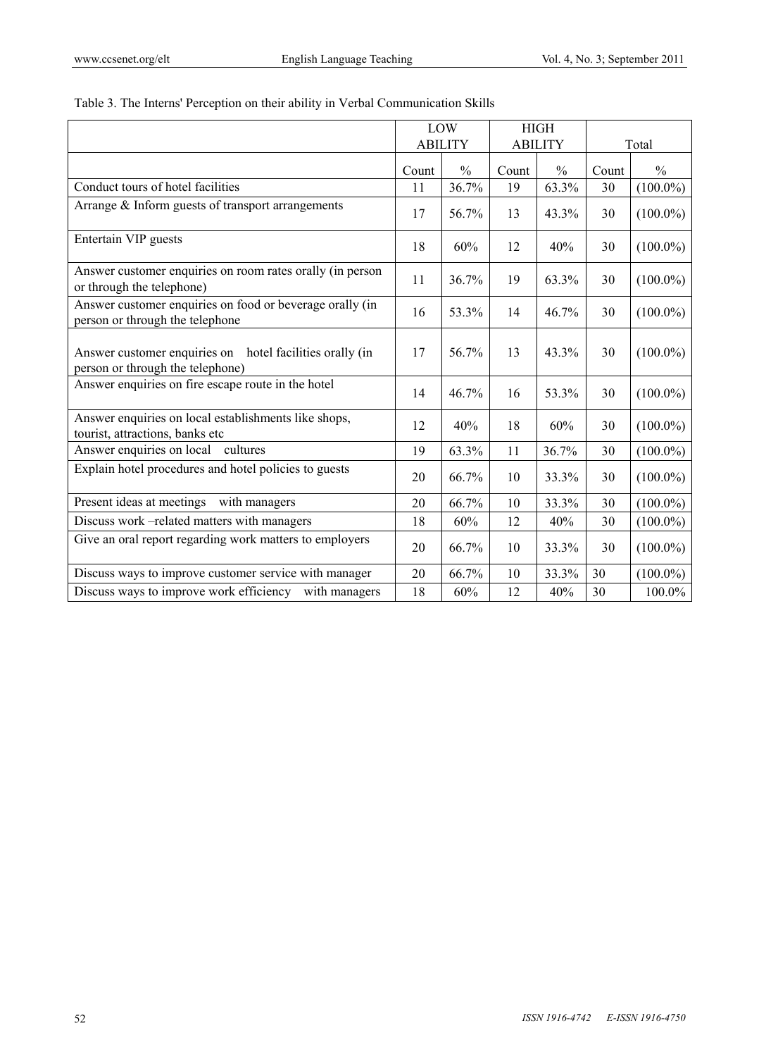Table 3. The Interns' Perception on their ability in Verbal Communication Skills

| | LOW ABILITY | | HIGH ABILITY | | Total | |
|---|---|---|---|---|---|---|
| | Count | % | Count | % | Count | % |
| Conduct tours of hotel facilities | 11 | 36.7% | 19 | 63.3% | 30 | (100.0%) |
| Arrange & Inform guests of transport arrangements | 17 | 56.7% | 13 | 43.3% | 30 | (100.0%) |
| Entertain VIP guests | 18 | 60% | 12 | 40% | 30 | (100.0%) |
| Answer customer enquiries on room rates orally (in person or through the telephone) | 11 | 36.7% | 19 | 63.3% | 30 | (100.0%) |
| Answer customer enquiries on food or beverage orally (in person or through the telephone | 16 | 53.3% | 14 | 46.7% | 30 | (100.0%) |
| Answer customer enquiries on hotel facilities orally (in person or through the telephone) | 17 | 56.7% | 13 | 43.3% | 30 | (100.0%) |
| Answer enquiries on fire escape route in the hotel | 14 | 46.7% | 16 | 53.3% | 30 | (100.0%) |
| Answer enquiries on local establishments like shops, tourist, attractions, banks etc | 12 | 40% | 18 | 60% | 30 | (100.0%) |
| Answer enquiries on local cultures | 19 | 63.3% | 11 | 36.7% | 30 | (100.0%) |
| Explain hotel procedures and hotel policies to guests | 20 | 66.7% | 10 | 33.3% | 30 | (100.0%) |
| Present ideas at meetings with managers | 20 | 66.7% | 10 | 33.3% | 30 | (100.0%) |
| Discuss work –related matters with managers | 18 | 60% | 12 | 40% | 30 | (100.0%) |
| Give an oral report regarding work matters to employers | 20 | 66.7% | 10 | 33.3% | 30 | (100.0%) |
| Discuss ways to improve customer service with manager | 20 | 66.7% | 10 | 33.3% | 30 | (100.0%) |
| Discuss ways to improve work efficiency with managers | 18 | 60% | 12 | 40% | 30 | 100.0% |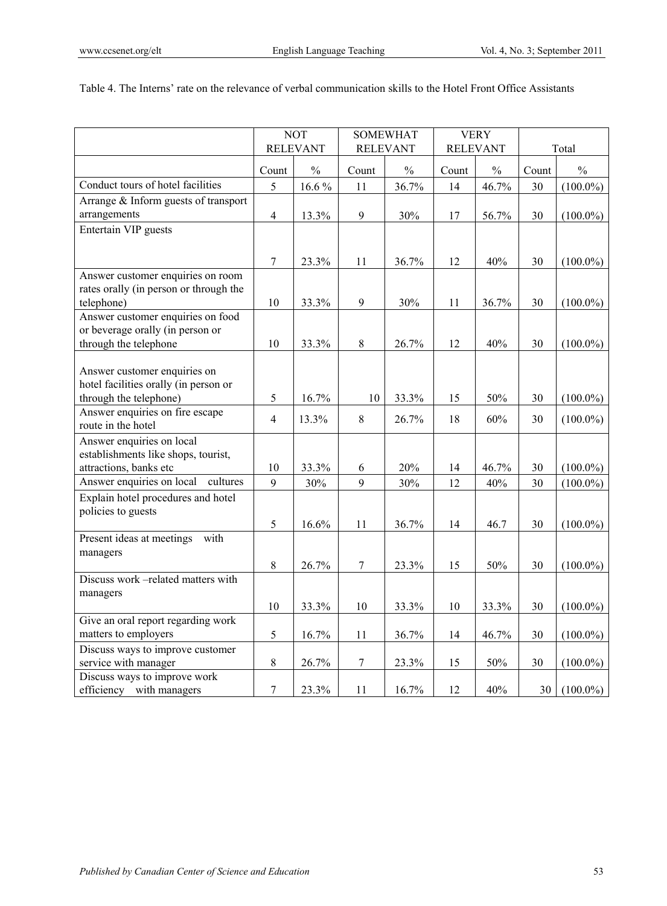Table 4. The Interns' rate on the relevance of verbal communication skills to the Hotel Front Office Assistants

| | NOT RELEVANT | | SOMEWHAT RELEVANT | | VERY RELEVANT | | Total | |
|---|---|---|---|---|---|---|---|---|
| | Count | % | Count | % | Count | % | Count | % |
| Conduct tours of hotel facilities | 5 | 16.6 % | 11 | 36.7% | 14 | 46.7% | 30 | (100.0%) |
| Arrange & Inform guests of transport arrangements | 4 | 13.3% | 9 | 30% | 17 | 56.7% | 30 | (100.0%) |
| Entertain VIP guests | 7 | 23.3% | 11 | 36.7% | 12 | 40% | 30 | (100.0%) |
| Answer customer enquiries on room rates orally (in person or through the telephone) | 10 | 33.3% | 9 | 30% | 11 | 36.7% | 30 | (100.0%) |
| Answer customer enquiries on food or beverage orally (in person or through the telephone | 10 | 33.3% | 8 | 26.7% | 12 | 40% | 30 | (100.0%) |
| Answer customer enquiries on hotel facilities orally (in person or through the telephone) | 5 | 16.7% | 10 | 33.3% | 15 | 50% | 30 | (100.0%) |
| Answer enquiries on fire escape route in the hotel | 4 | 13.3% | 8 | 26.7% | 18 | 60% | 30 | (100.0%) |
| Answer enquiries on local establishments like shops, tourist, attractions, banks etc | 10 | 33.3% | 6 | 20% | 14 | 46.7% | 30 | (100.0%) |
| Answer enquiries on local cultures | 9 | 30% | 9 | 30% | 12 | 40% | 30 | (100.0%) |
| Explain hotel procedures and hotel policies to guests | 5 | 16.6% | 11 | 36.7% | 14 | 46.7 | 30 | (100.0%) |
| Present ideas at meetings with managers | 8 | 26.7% | 7 | 23.3% | 15 | 50% | 30 | (100.0%) |
| Discuss work –related matters with managers | 10 | 33.3% | 10 | 33.3% | 10 | 33.3% | 30 | (100.0%) |
| Give an oral report regarding work matters to employers | 5 | 16.7% | 11 | 36.7% | 14 | 46.7% | 30 | (100.0%) |
| Discuss ways to improve customer service with manager | 8 | 26.7% | 7 | 23.3% | 15 | 50% | 30 | (100.0%) |
| Discuss ways to improve work efficiency with managers | 7 | 23.3% | 11 | 16.7% | 12 | 40% | 30 | (100.0%) |